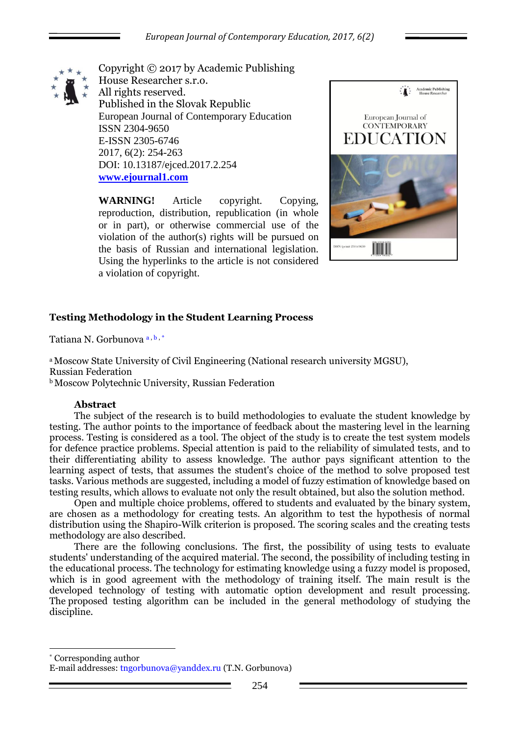Copyright © 2017 by Academic Publishing House Researcher s.r.o.
All rights reserved.
Published in the Slovak Republic
European Journal of Contemporary Education
ISSN 2304-9650
E-ISSN 2305-6746
2017, 6(2): 254-263
DOI: 10.13187/ejced.2017.2.254
**www.ejournal1.com**

**WARNING!** Article copyright. Copying, reproduction, distribution, republication (in whole or in part), or otherwise commercial use of the violation of the author(s) rights will be pursued on the basis of Russian and international legislation. Using the hyperlinks to the article is not considered a violation of copyright.

# Testing Methodology in the Student Learning Process

Tatiana N. Gorbunova [a, b, *]

[a] Moscow State University of Civil Engineering (National research university MGSU), Russian Federation
[b] Moscow Polytechnic University, Russian Federation

## Abstract

The subject of the research is to build methodologies to evaluate the student knowledge by testing. The author points to the importance of feedback about the mastering level in the learning process. Testing is considered as a tool. The object of the study is to create the test system models for defence practice problems. Special attention is paid to the reliability of simulated tests, and to their differentiating ability to assess knowledge. The author pays significant attention to the learning aspect of tests, that assumes the student's choice of the method to solve proposed test tasks. Various methods are suggested, including a model of fuzzy estimation of knowledge based on testing results, which allows to evaluate not only the result obtained, but also the solution method.

Open and multiple choice problems, offered to students and evaluated by the binary system, are chosen as a methodology for creating tests. An algorithm to test the hypothesis of normal distribution using the Shapiro-Wilk criterion is proposed. The scoring scales and the creating tests methodology are also described.

There are the following conclusions. The first, the possibility of using tests to evaluate students' understanding of the acquired material. The second, the possibility of including testing in the educational process. The technology for estimating knowledge using a fuzzy model is proposed, which is in good agreement with the methodology of training itself. The main result is the developed technology of testing with automatic option development and result processing. The proposed testing algorithm can be included in the general methodology of studying the discipline.

---

[*] Corresponding author
E-mail addresses: tngorbunova@yanddex.ru (T.N. Gorbunova)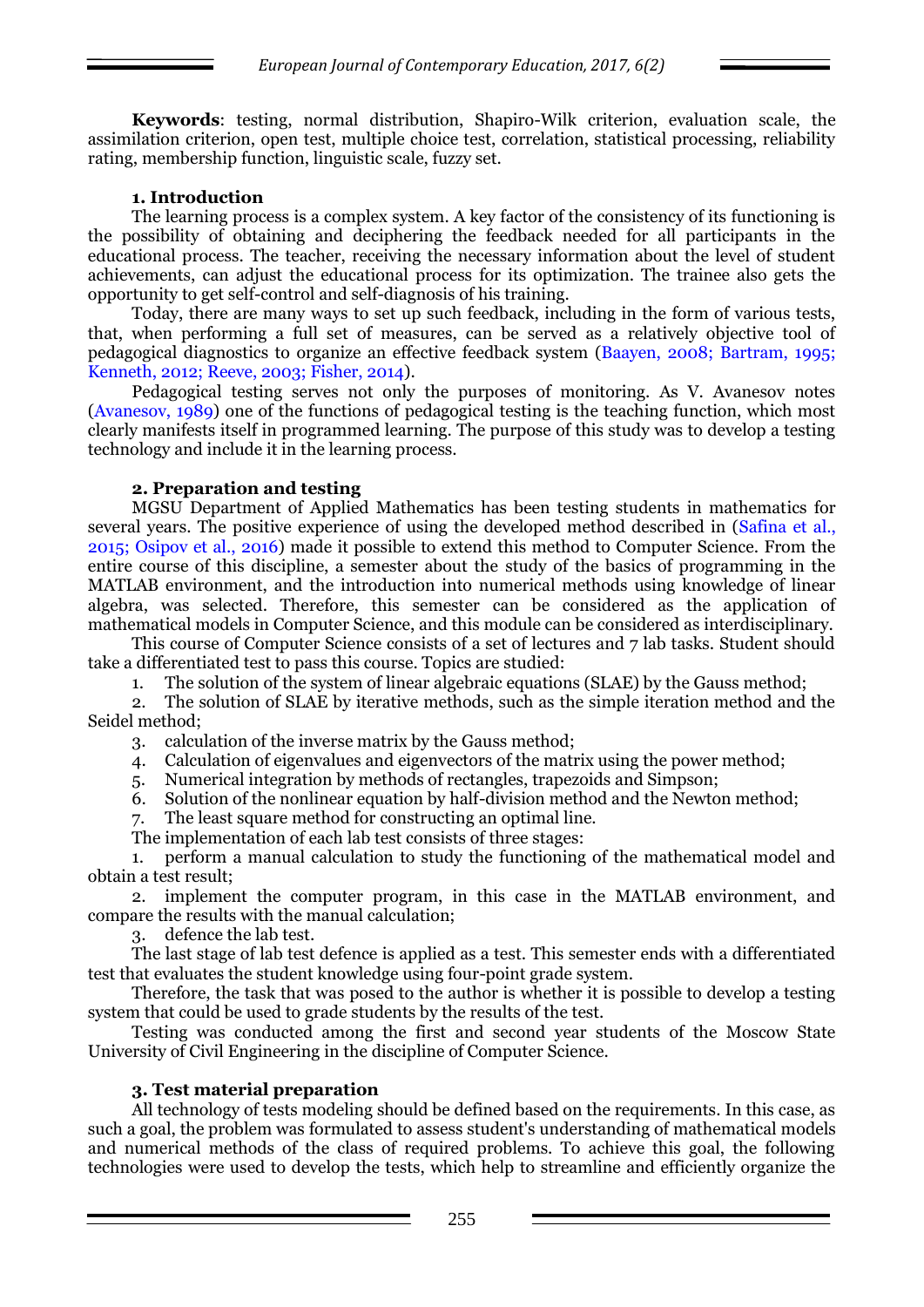**Keywords**: testing, normal distribution, Shapiro-Wilk criterion, evaluation scale, the assimilation criterion, open test, multiple choice test, correlation, statistical processing, reliability rating, membership function, linguistic scale, fuzzy set.

## 1. Introduction

The learning process is a complex system. A key factor of the consistency of its functioning is the possibility of obtaining and deciphering the feedback needed for all participants in the educational process. The teacher, receiving the necessary information about the level of student achievements, can adjust the educational process for its optimization. The trainee also gets the opportunity to get self-control and self-diagnosis of his training.

Today, there are many ways to set up such feedback, including in the form of various tests, that, when performing a full set of measures, can be served as a relatively objective tool of pedagogical diagnostics to organize an effective feedback system (Baayen, 2008; Bartram, 1995; Kenneth, 2012; Reeve, 2003; Fisher, 2014).

Pedagogical testing serves not only the purposes of monitoring. As V. Avanesov notes (Avanesov, 1989) one of the functions of pedagogical testing is the teaching function, which most clearly manifests itself in programmed learning. The purpose of this study was to develop a testing technology and include it in the learning process.

## 2. Preparation and testing

MGSU Department of Applied Mathematics has been testing students in mathematics for several years. The positive experience of using the developed method described in (Safina et al., 2015; Osipov et al., 2016) made it possible to extend this method to Computer Science. From the entire course of this discipline, a semester about the study of the basics of programming in the MATLAB environment, and the introduction into numerical methods using knowledge of linear algebra, was selected. Therefore, this semester can be considered as the application of mathematical models in Computer Science, and this module can be considered as interdisciplinary.

This course of Computer Science consists of a set of lectures and 7 lab tasks. Student should take a differentiated test to pass this course. Topics are studied:

1. The solution of the system of linear algebraic equations (SLAE) by the Gauss method;
2. The solution of SLAE by iterative methods, such as the simple iteration method and the Seidel method;
3. calculation of the inverse matrix by the Gauss method;
4. Calculation of eigenvalues and eigenvectors of the matrix using the power method;
5. Numerical integration by methods of rectangles, trapezoids and Simpson;
6. Solution of the nonlinear equation by half-division method and the Newton method;
7. The least square method for constructing an optimal line.

The implementation of each lab test consists of three stages:

1. perform a manual calculation to study the functioning of the mathematical model and obtain a test result;
2. implement the computer program, in this case in the MATLAB environment, and compare the results with the manual calculation;
3. defence the lab test.

The last stage of lab test defence is applied as a test. This semester ends with a differentiated test that evaluates the student knowledge using four-point grade system.

Therefore, the task that was posed to the author is whether it is possible to develop a testing system that could be used to grade students by the results of the test.

Testing was conducted among the first and second year students of the Moscow State University of Civil Engineering in the discipline of Computer Science.

## 3. Test material preparation

All technology of tests modeling should be defined based on the requirements. In this case, as such a goal, the problem was formulated to assess student's understanding of mathematical models and numerical methods of the class of required problems. To achieve this goal, the following technologies were used to develop the tests, which help to streamline and efficiently organize the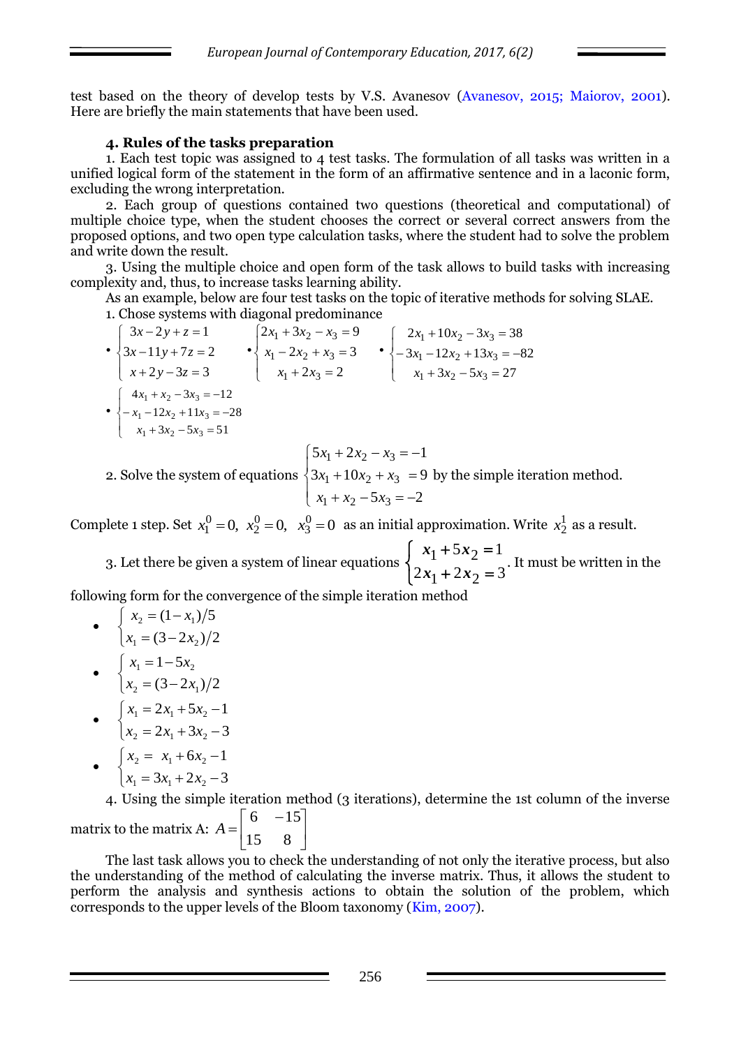test based on the theory of develop tests by V.S. Avanesov (Avanesov, 2015; Maiorov, 2001). Here are briefly the main statements that have been used.

### 4. Rules of the tasks preparation

1. Each test topic was assigned to 4 test tasks. The formulation of all tasks was written in a unified logical form of the statement in the form of an affirmative sentence and in a laconic form, excluding the wrong interpretation.

2. Each group of questions contained two questions (theoretical and computational) of multiple choice type, when the student chooses the correct or several correct answers from the proposed options, and two open type calculation tasks, where the student had to solve the problem and write down the result.

3. Using the multiple choice and open form of the task allows to build tasks with increasing complexity and, thus, to increase tasks learning ability.

As an example, below are four test tasks on the topic of iterative methods for solving SLAE.

1. Chose systems with diagonal predominance

- $\begin{cases} 3x - 2y + z = 1 \\ 3x - 11y + 7z = 2 \\ x + 2y - 3z = 3 \end{cases}$
- $\begin{cases} 2x_1 + 3x_2 - x_3 = 9 \\ x_1 - 2x_2 + x_3 = 3 \\ x_1 + 2x_3 = 2 \end{cases}$
- $\begin{cases} 2x_1 + 10x_2 - 3x_3 = 38 \\ -3x_1 - 12x_2 + 13x_3 = -82 \\ x_1 + 3x_2 - 5x_3 = 27 \end{cases}$
- $\begin{cases} 4x_1 + x_2 - 3x_3 = -12 \\ -x_1 - 12x_2 + 11x_3 = -28 \\ x_1 + 3x_2 - 5x_3 = 51 \end{cases}$

2. Solve the system of equations $\begin{cases} 5x_1 + 2x_2 - x_3 = -1 \\ 3x_1 + 10x_2 + x_3 = 9 \\ x_1 + x_2 - 5x_3 = -2 \end{cases}$ by the simple iteration method.

Complete 1 step. Set $x_1^0 = 0,\ x_2^0 = 0,\ x_3^0 = 0$ as an initial approximation. Write $x_2^1$ as a result.

3. Let there be given a system of linear equations $\begin{cases} x_1 + 5x_2 = 1 \\ 2x_1 + 2x_2 = 3 \end{cases}$. It must be written in the following form for the convergence of the simple iteration method

- $\begin{cases} x_2 = (1 - x_1)/5 \\ x_1 = (3 - 2x_2)/2 \end{cases}$
- $\begin{cases} x_1 = 1 - 5x_2 \\ x_2 = (3 - 2x_1)/2 \end{cases}$
- $\begin{cases} x_1 = 2x_1 + 5x_2 - 1 \\ x_2 = 2x_1 + 3x_2 - 3 \end{cases}$
- $\begin{cases} x_2 = x_1 + 6x_2 - 1 \\ x_1 = 3x_1 + 2x_2 - 3 \end{cases}$

4. Using the simple iteration method (3 iterations), determine the 1st column of the inverse matrix to the matrix A: $A = \begin{bmatrix} 6 & -15 \\ 15 & 8 \end{bmatrix}$

The last task allows you to check the understanding of not only the iterative process, but also the understanding of the method of calculating the inverse matrix. Thus, it allows the student to perform the analysis and synthesis actions to obtain the solution of the problem, which corresponds to the upper levels of the Bloom taxonomy (Kim, 2007).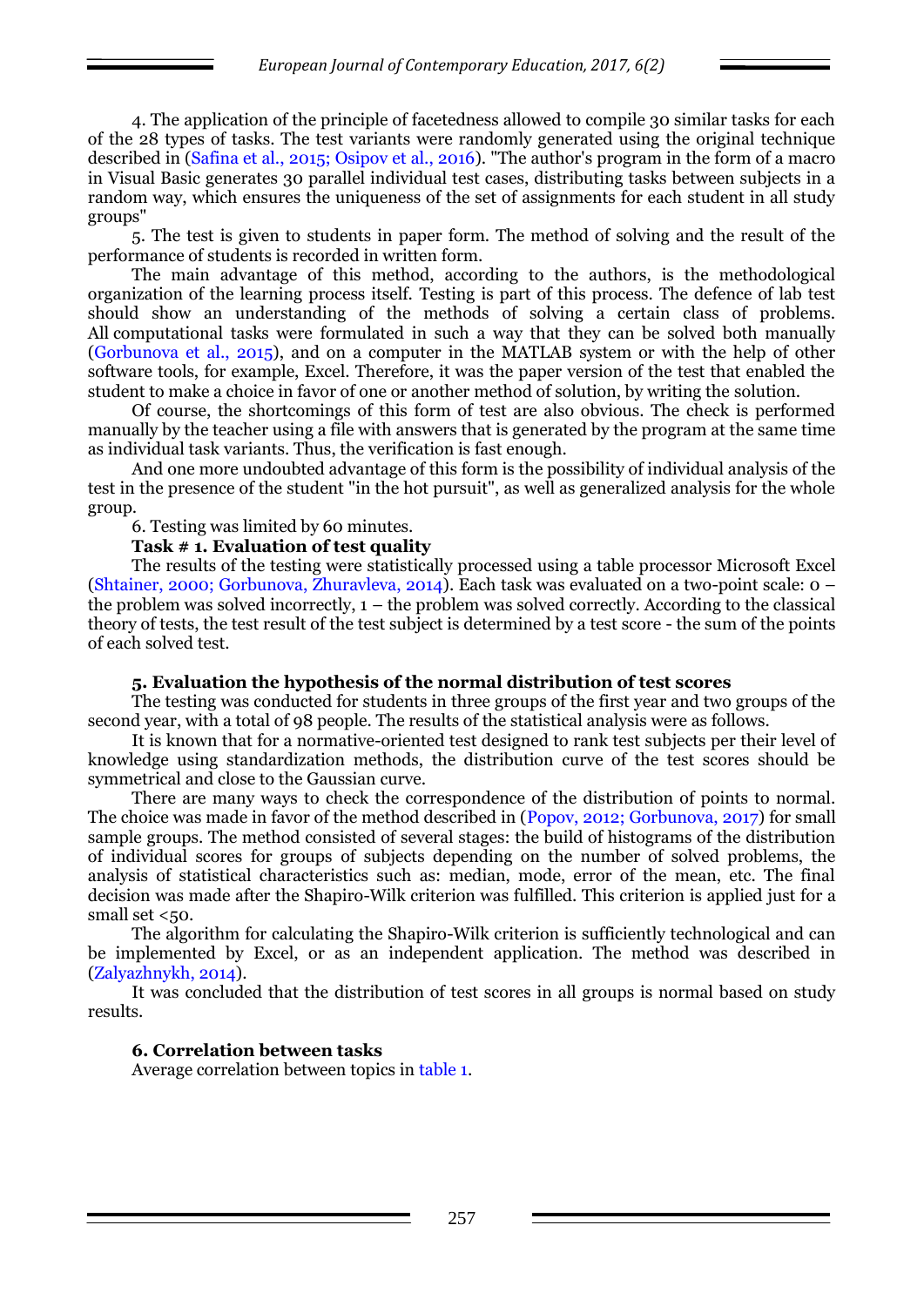4. The application of the principle of facetedness allowed to compile 30 similar tasks for each of the 28 types of tasks. The test variants were randomly generated using the original technique described in (Safina et al., 2015; Osipov et al., 2016). "The author's program in the form of a macro in Visual Basic generates 30 parallel individual test cases, distributing tasks between subjects in a random way, which ensures the uniqueness of the set of assignments for each student in all study groups"

5. The test is given to students in paper form. The method of solving and the result of the performance of students is recorded in written form.

The main advantage of this method, according to the authors, is the methodological organization of the learning process itself. Testing is part of this process. The defence of lab test should show an understanding of the methods of solving a certain class of problems. All computational tasks were formulated in such a way that they can be solved both manually (Gorbunova et al., 2015), and on a computer in the MATLAB system or with the help of other software tools, for example, Excel. Therefore, it was the paper version of the test that enabled the student to make a choice in favor of one or another method of solution, by writing the solution.

Of course, the shortcomings of this form of test are also obvious. The check is performed manually by the teacher using a file with answers that is generated by the program at the same time as individual task variants. Thus, the verification is fast enough.

And one more undoubted advantage of this form is the possibility of individual analysis of the test in the presence of the student "in the hot pursuit", as well as generalized analysis for the whole group.

6. Testing was limited by 60 minutes.

**Task # 1. Evaluation of test quality**

The results of the testing were statistically processed using a table processor Microsoft Excel (Shtainer, 2000; Gorbunova, Zhuravleva, 2014). Each task was evaluated on a two-point scale: 0 – the problem was solved incorrectly, 1 – the problem was solved correctly. According to the classical theory of tests, the test result of the test subject is determined by a test score - the sum of the points of each solved test.

## 5. Evaluation the hypothesis of the normal distribution of test scores

The testing was conducted for students in three groups of the first year and two groups of the second year, with a total of 98 people. The results of the statistical analysis were as follows.

It is known that for a normative-oriented test designed to rank test subjects per their level of knowledge using standardization methods, the distribution curve of the test scores should be symmetrical and close to the Gaussian curve.

There are many ways to check the correspondence of the distribution of points to normal. The choice was made in favor of the method described in (Popov, 2012; Gorbunova, 2017) for small sample groups. The method consisted of several stages: the build of histograms of the distribution of individual scores for groups of subjects depending on the number of solved problems, the analysis of statistical characteristics such as: median, mode, error of the mean, etc. The final decision was made after the Shapiro-Wilk criterion was fulfilled. This criterion is applied just for a small set <50.

The algorithm for calculating the Shapiro-Wilk criterion is sufficiently technological and can be implemented by Excel, or as an independent application. The method was described in (Zalyazhnykh, 2014).

It was concluded that the distribution of test scores in all groups is normal based on study results.

## 6. Correlation between tasks

Average correlation between topics in table 1.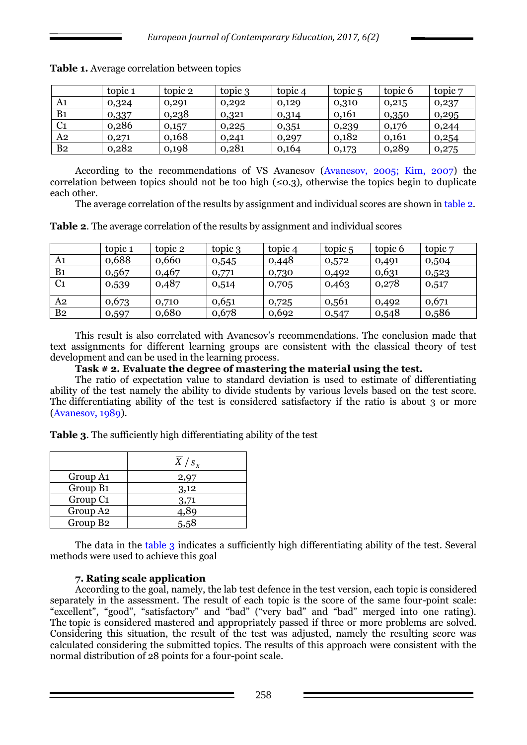**Table 1.** Average correlation between topics

| | topic 1 | topic 2 | topic 3 | topic 4 | topic 5 | topic 6 | topic 7 |
|---|---|---|---|---|---|---|---|
| A1 | 0,324 | 0,291 | 0,292 | 0,129 | 0,310 | 0,215 | 0,237 |
| B1 | 0,337 | 0,238 | 0,321 | 0,314 | 0,161 | 0,350 | 0,295 |
| C1 | 0,286 | 0,157 | 0,225 | 0,351 | 0,239 | 0,176 | 0,244 |
| A2 | 0,271 | 0,168 | 0,241 | 0,297 | 0,182 | 0,161 | 0,254 |
| B2 | 0,282 | 0,198 | 0,281 | 0,164 | 0,173 | 0,289 | 0,275 |

According to the recommendations of VS Avanesov (Avanesov, 2005; Kim, 2007) the correlation between topics should not be too high (≤0.3), otherwise the topics begin to duplicate each other.

The average correlation of the results by assignment and individual scores are shown in table 2.

**Table 2**. The average correlation of the results by assignment and individual scores

| | topic 1 | topic 2 | topic 3 | topic 4 | topic 5 | topic 6 | topic 7 |
|---|---|---|---|---|---|---|---|
| A1 | 0,688 | 0,660 | 0,545 | 0,448 | 0,572 | 0,491 | 0,504 |
| B1 | 0,567 | 0,467 | 0,771 | 0,730 | 0,492 | 0,631 | 0,523 |
| C1 | 0,539 | 0,487 | 0,514 | 0,705 | 0,463 | 0,278 | 0,517 |
| A2 | 0,673 | 0,710 | 0,651 | 0,725 | 0,561 | 0,492 | 0,671 |
| B2 | 0,597 | 0,680 | 0,678 | 0,692 | 0,547 | 0,548 | 0,586 |

This result is also correlated with Avanesov's recommendations. The conclusion made that text assignments for different learning groups are consistent with the classical theory of test development and can be used in the learning process.

**Task # 2. Evaluate the degree of mastering the material using the test.**

The ratio of expectation value to standard deviation is used to estimate of differentiating ability of the test namely the ability to divide students by various levels based on the test score. The differentiating ability of the test is considered satisfactory if the ratio is about 3 or more (Avanesov, 1989).

**Table 3**. The sufficiently high differentiating ability of the test

| | $\overline{X} / s_x$ |
|---|---|
| Group A1 | 2,97 |
| Group B1 | 3,12 |
| Group C1 | 3,71 |
| Group A2 | 4,89 |
| Group B2 | 5,58 |

The data in the table 3 indicates a sufficiently high differentiating ability of the test. Several methods were used to achieve this goal

### 7. Rating scale application

According to the goal, namely, the lab test defence in the test version, each topic is considered separately in the assessment. The result of each topic is the score of the same four-point scale: "excellent", "good", "satisfactory" and "bad" ("very bad" and "bad" merged into one rating). The topic is considered mastered and appropriately passed if three or more problems are solved. Considering this situation, the result of the test was adjusted, namely the resulting score was calculated considering the submitted topics. The results of this approach were consistent with the normal distribution of 28 points for a four-point scale.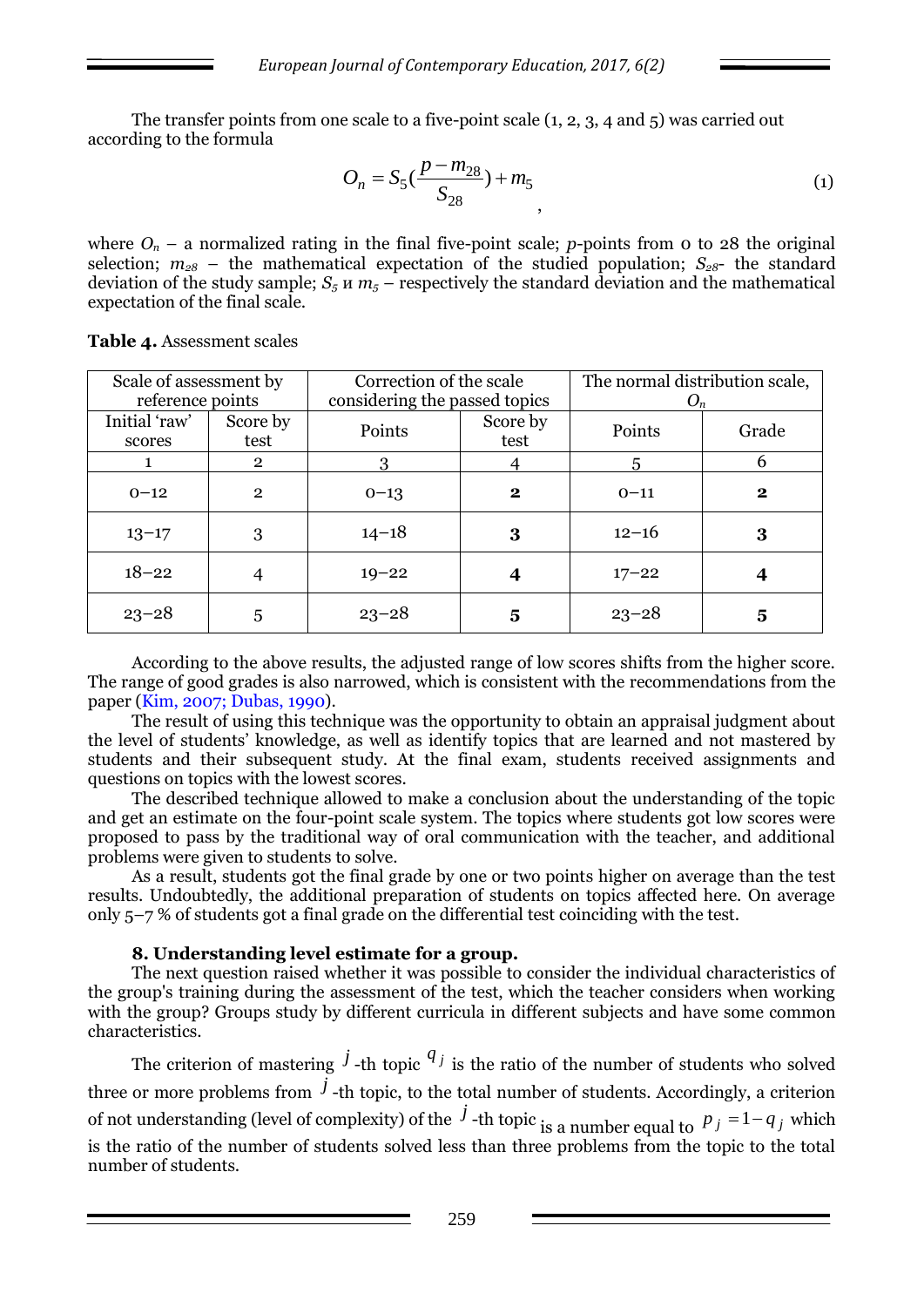The transfer points from one scale to a five-point scale (1, 2, 3, 4 and 5) was carried out according to the formula

$$O_n = S_5\left(\frac{p - m_{28}}{S_{28}}\right) + m_5 \qquad (1)$$

where $O_n$ – a normalized rating in the final five-point scale; $p$-points from 0 to 28 the original selection; $m_{28}$ – the mathematical expectation of the studied population; $S_{28}$- the standard deviation of the study sample; $S_5$ и $m_5$ – respectively the standard deviation and the mathematical expectation of the final scale.

**Table 4.** Assessment scales

| Scale of assessment by reference points | | Correction of the scale considering the passed topics | | The normal distribution scale, $O_n$ | |
|---|---|---|---|---|---|
| Initial 'raw' scores | Score by test | Points | Score by test | Points | Grade |
| 1 | 2 | 3 | 4 | 5 | 6 |
| 0–12 | 2 | 0–13 | **2** | 0–11 | **2** |
| 13–17 | 3 | 14–18 | **3** | 12–16 | **3** |
| 18–22 | 4 | 19–22 | **4** | 17–22 | **4** |
| 23–28 | 5 | 23–28 | **5** | 23–28 | **5** |

According to the above results, the adjusted range of low scores shifts from the higher score. The range of good grades is also narrowed, which is consistent with the recommendations from the paper (Kim, 2007; Dubas, 1990).

The result of using this technique was the opportunity to obtain an appraisal judgment about the level of students' knowledge, as well as identify topics that are learned and not mastered by students and their subsequent study. At the final exam, students received assignments and questions on topics with the lowest scores.

The described technique allowed to make a conclusion about the understanding of the topic and get an estimate on the four-point scale system. The topics where students got low scores were proposed to pass by the traditional way of oral communication with the teacher, and additional problems were given to students to solve.

As a result, students got the final grade by one or two points higher on average than the test results. Undoubtedly, the additional preparation of students on topics affected here. On average only 5–7 % of students got a final grade on the differential test coinciding with the test.

### 8. Understanding level estimate for a group.

The next question raised whether it was possible to consider the individual characteristics of the group's training during the assessment of the test, which the teacher considers when working with the group? Groups study by different curricula in different subjects and have some common characteristics.

The criterion of mastering $j$-th topic $q_j$ is the ratio of the number of students who solved three or more problems from $j$-th topic, to the total number of students. Accordingly, a criterion of not understanding (level of complexity) of the $j$-th topic is a number equal to $p_j = 1 - q_j$ which is the ratio of the number of students solved less than three problems from the topic to the total number of students.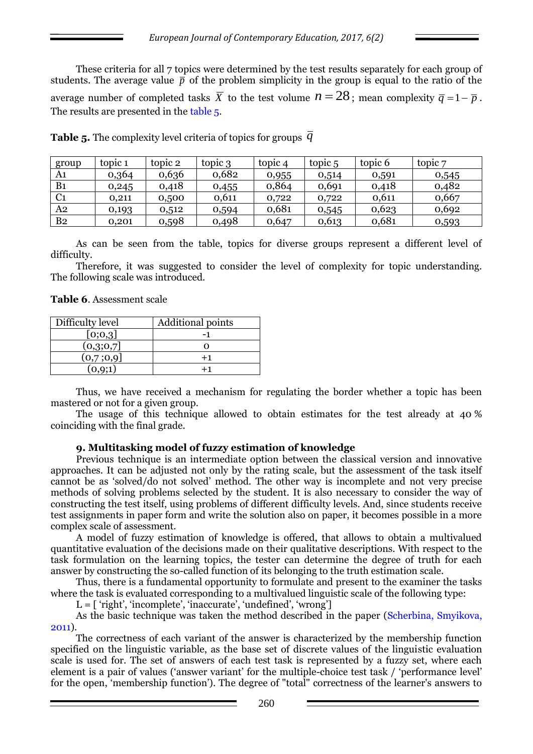These criteria for all 7 topics were determined by the test results separately for each group of students. The average value $\bar{p}$ of the problem simplicity in the group is equal to the ratio of the average number of completed tasks $\bar{X}$ to the test volume $n = 28$; mean complexity $\bar{q} = 1 - \bar{p}$. The results are presented in the table 5.

**Table 5.** The complexity level criteria of topics for groups $\bar{q}$

| group | topic 1 | topic 2 | topic 3 | topic 4 | topic 5 | topic 6 | topic 7 |
|---|---|---|---|---|---|---|---|
| A1 | 0,364 | 0,636 | 0,682 | 0,955 | 0,514 | 0,591 | 0,545 |
| B1 | 0,245 | 0,418 | 0,455 | 0,864 | 0,691 | 0,418 | 0,482 |
| C1 | 0,211 | 0,500 | 0,611 | 0,722 | 0,722 | 0,611 | 0,667 |
| A2 | 0,193 | 0,512 | 0,594 | 0,681 | 0,545 | 0,623 | 0,692 |
| B2 | 0,201 | 0,598 | 0,498 | 0,647 | 0,613 | 0,681 | 0,593 |

As can be seen from the table, topics for diverse groups represent a different level of difficulty.

Therefore, it was suggested to consider the level of complexity for topic understanding. The following scale was introduced.

**Table 6**. Assessment scale

| Difficulty level | Additional points |
|---|---|
| [0;0,3] | -1 |
| (0,3;0,7] | 0 |
| (0,7 ;0,9] | +1 |
| (0,9;1) | +1 |

Thus, we have received a mechanism for regulating the border whether a topic has been mastered or not for a given group.

The usage of this technique allowed to obtain estimates for the test already at 40 % coinciding with the final grade.

### 9. Multitasking model of fuzzy estimation of knowledge

Previous technique is an intermediate option between the classical version and innovative approaches. It can be adjusted not only by the rating scale, but the assessment of the task itself cannot be as 'solved/do not solved' method. The other way is incomplete and not very precise methods of solving problems selected by the student. It is also necessary to consider the way of constructing the test itself, using problems of different difficulty levels. And, since students receive test assignments in paper form and write the solution also on paper, it becomes possible in a more complex scale of assessment.

A model of fuzzy estimation of knowledge is offered, that allows to obtain a multivalued quantitative evaluation of the decisions made on their qualitative descriptions. With respect to the task formulation on the learning topics, the tester can determine the degree of truth for each answer by constructing the so-called function of its belonging to the truth estimation scale.

Thus, there is a fundamental opportunity to formulate and present to the examiner the tasks where the task is evaluated corresponding to a multivalued linguistic scale of the following type:

L = [ 'right', 'incomplete', 'inaccurate', 'undefined', 'wrong']

As the basic technique was taken the method described in the paper (Scherbina, Smyikova, 2011).

The correctness of each variant of the answer is characterized by the membership function specified on the linguistic variable, as the base set of discrete values of the linguistic evaluation scale is used for. The set of answers of each test task is represented by a fuzzy set, where each element is a pair of values ('answer variant' for the multiple-choice test task / 'performance level' for the open, 'membership function'). The degree of "total" correctness of the learner's answers to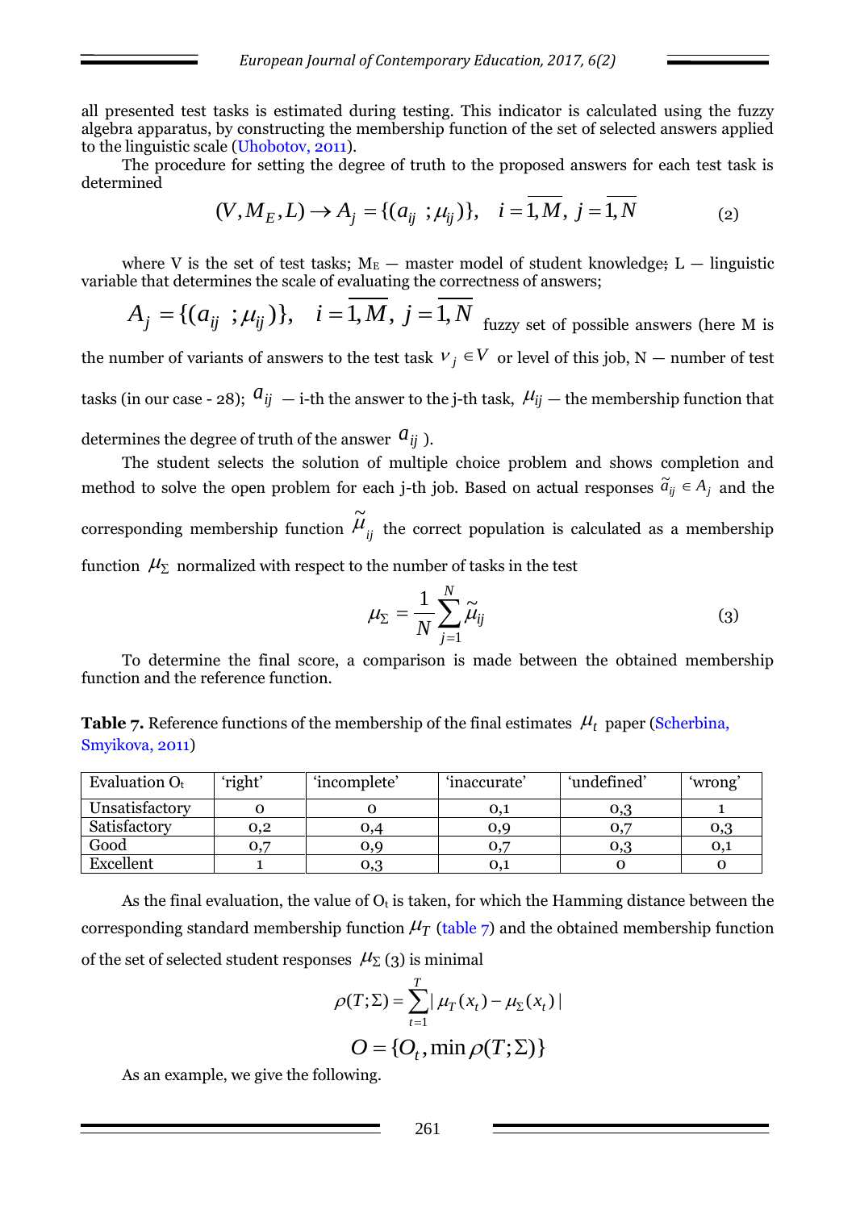all presented test tasks is estimated during testing. This indicator is calculated using the fuzzy algebra apparatus, by constructing the membership function of the set of selected answers applied to the linguistic scale (Uhobotov, 2011).

The procedure for setting the degree of truth to the proposed answers for each test task is determined

$$(V, M_E, L) \rightarrow A_j = \{(a_{ij} \; ; \mu_{ij})\}, \quad i = \overline{1, M}, \; j = \overline{1, N} \tag{2}$$

where V is the set of test tasks; $M_E$ — master model of student knowledge; L — linguistic variable that determines the scale of evaluating the correctness of answers;

$A_j = \{(a_{ij} \; ; \mu_{ij})\}, \quad i = \overline{1, M}, \; j = \overline{1, N}$ fuzzy set of possible answers (here M is the number of variants of answers to the test task $v_j \in V$ or level of this job, N — number of test tasks (in our case - 28); $a_{ij}$ — i-th the answer to the j-th task, $\mu_{ij}$ — the membership function that determines the degree of truth of the answer $a_{ij}$ ).

The student selects the solution of multiple choice problem and shows completion and method to solve the open problem for each j-th job. Based on actual responses $\tilde{a}_{ij} \in A_j$ and the corresponding membership function $\tilde{\mu}_{ij}$ the correct population is calculated as a membership function $\mu_\Sigma$ normalized with respect to the number of tasks in the test

$$\mu_\Sigma = \frac{1}{N} \sum_{j=1}^{N} \tilde{\mu}_{ij} \tag{3}$$

To determine the final score, a comparison is made between the obtained membership function and the reference function.

**Table 7.** Reference functions of the membership of the final estimates $\mu_t$ paper (Scherbina, Smyikova, 2011)

| Evaluation $O_t$ | 'right' | 'incomplete' | 'inaccurate' | 'undefined' | 'wrong' |
|---|---|---|---|---|---|
| Unsatisfactory | 0 | 0 | 0,1 | 0,3 | 1 |
| Satisfactory | 0,2 | 0,4 | 0,9 | 0,7 | 0,3 |
| Good | 0,7 | 0,9 | 0,7 | 0,3 | 0,1 |
| Excellent | 1 | 0,3 | 0,1 | 0 | 0 |

As the final evaluation, the value of $O_t$ is taken, for which the Hamming distance between the corresponding standard membership function $\mu_T$ (table 7) and the obtained membership function of the set of selected student responses $\mu_\Sigma$ (3) is minimal

$$\rho(T;\Sigma) = \sum_{t=1}^{T} | \mu_T(x_t) - \mu_\Sigma(x_t) |$$

$$O = \{O_t, \min \rho(T;\Sigma)\}$$

As an example, we give the following.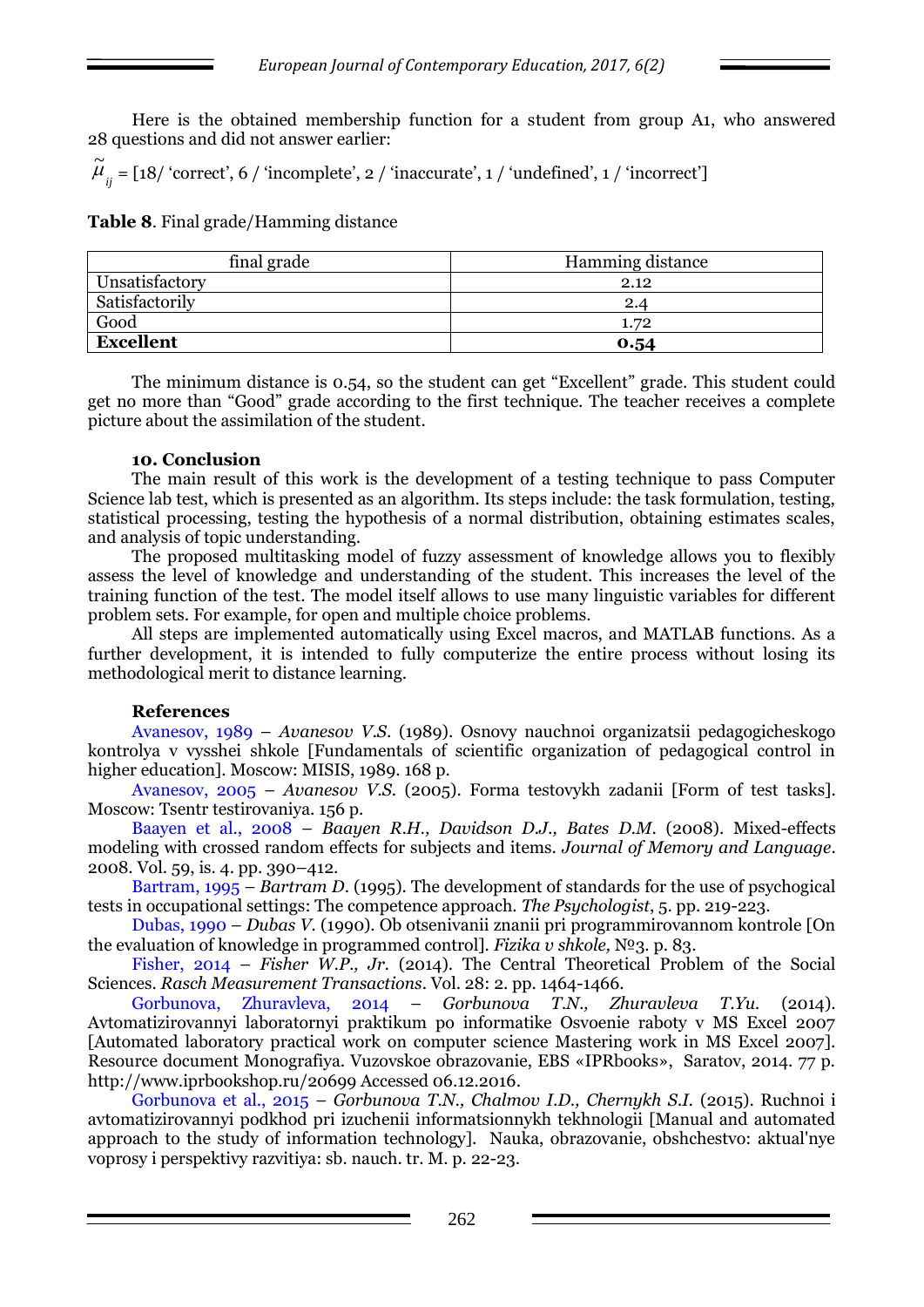Here is the obtained membership function for a student from group A1, who answered 28 questions and did not answer earlier:

$\tilde{\mu}_{ij}$ = [18/ 'correct', 6 / 'incomplete', 2 / 'inaccurate', 1 / 'undefined', 1 / 'incorrect']

**Table 8**. Final grade/Hamming distance

| final grade | Hamming distance |
|---|---|
| Unsatisfactory | 2.12 |
| Satisfactorily | 2.4 |
| Good | 1.72 |
| **Excellent** | **0.54** |

The minimum distance is 0.54, so the student can get "Excellent" grade. This student could get no more than "Good" grade according to the first technique. The teacher receives a complete picture about the assimilation of the student.

#### 10. Conclusion

The main result of this work is the development of a testing technique to pass Computer Science lab test, which is presented as an algorithm. Its steps include: the task formulation, testing, statistical processing, testing the hypothesis of a normal distribution, obtaining estimates scales, and analysis of topic understanding.

The proposed multitasking model of fuzzy assessment of knowledge allows you to flexibly assess the level of knowledge and understanding of the student. This increases the level of the training function of the test. The model itself allows to use many linguistic variables for different problem sets. For example, for open and multiple choice problems.

All steps are implemented automatically using Excel macros, and MATLAB functions. As a further development, it is intended to fully computerize the entire process without losing its methodological merit to distance learning.

#### References

Avanesov, 1989 – *Avanesov V.S.* (1989). Osnovy nauchnoi organizatsii pedagogicheskogo kontrolya v vysshei shkole [Fundamentals of scientific organization of pedagogical control in higher education]. Moscow: MISIS, 1989. 168 p.

Avanesov, 2005 – *Avanesov V.S.* (2005). Forma testovykh zadanii [Form of test tasks]. Moscow: Tsentr testirovaniya. 156 p.

Baayen et al., 2008 – *Baayen R.H., Davidson D.J., Bates D.M.* (2008). Mixed-effects modeling with crossed random effects for subjects and items. *Journal of Memory and Language*. 2008. Vol. 59, is. 4. pp. 390–412.

Bartram, 1995 – *Bartram D.* (1995). The development of standards for the use of psychogical tests in occupational settings: The competence approach. *The Psychologist*, 5. pp. 219-223.

Dubas, 1990 – *Dubas V.* (1990). Ob otsenivanii znanii pri programmirovannom kontrole [On the evaluation of knowledge in programmed control]. *Fizika v shkole,* №3. p. 83.

Fisher, 2014 – *Fisher W.P., Jr.* (2014). The Central Theoretical Problem of the Social Sciences. *Rasch Measurement Transactions*. Vol. 28: 2. pp. 1464-1466.

Gorbunova, Zhuravleva, 2014 – *Gorbunova T.N., Zhuravleva T.Yu.* (2014). Avtomatizirovannyi laboratornyi praktikum po informatike Osvoenie raboty v MS Excel 2007 [Automated laboratory practical work on computer science Mastering work in MS Excel 2007]. Resource document Monografiya. Vuzovskoe obrazovanie, EBS «IPRbooks», Saratov, 2014. 77 p. http://www.iprbookshop.ru/20699 Accessed 06.12.2016.

Gorbunova et al., 2015 – *Gorbunova T.N., Chalmov I.D., Chernykh S.I.* (2015). Ruchnoi i avtomatizirovannyi podkhod pri izuchenii informatsionnykh tekhnologii [Manual and automated approach to the study of information technology]. Nauka, obrazovanie, obshchestvo: aktual'nye voprosy i perspektivy razvitiya: sb. nauch. tr. M. p. 22-23.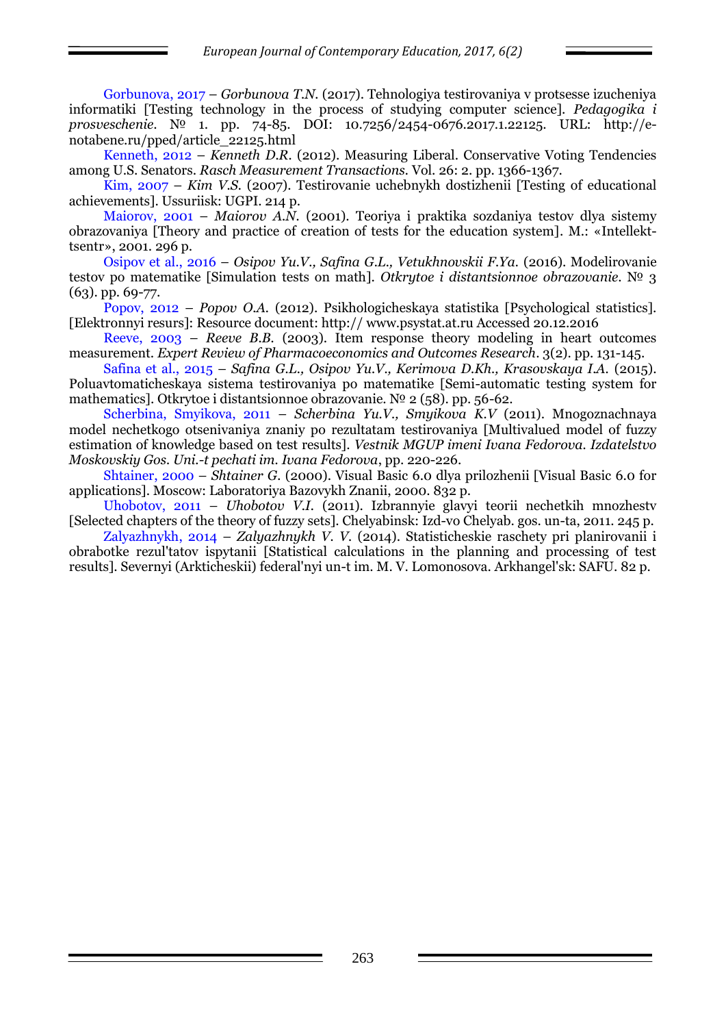Gorbunova, 2017 – *Gorbunova T.N.* (2017). Tehnologiya testirovaniya v protsesse izucheniya informatiki [Testing technology in the process of studying computer science]. *Pedagogika i prosveschenie*. № 1. pp. 74-85. DOI: 10.7256/2454-0676.2017.1.22125. URL: http://e-notabene.ru/pped/article_22125.html

Kenneth, 2012 – *Kenneth D.R.* (2012). Measuring Liberal. Conservative Voting Tendencies among U.S. Senators. *Rasch Measurement Transactions*. Vol. 26: 2. pp. 1366-1367.

Kim, 2007 – *Kim V.S.* (2007). Testirovanie uchebnykh dostizhenii [Testing of educational achievements]. Ussuriisk: UGPI. 214 p.

Maiorov, 2001 – *Maiorov A.N.* (2001). Teoriya i praktika sozdaniya testov dlya sistemy obrazovaniya [Theory and practice of creation of tests for the education system]. M.: «Intellekt-tsentr», 2001. 296 p.

Osipov et al., 2016 – *Osipov Yu.V., Safina G.L., Vetukhnovskii F.Ya.* (2016). Modelirovanie testov po matematike [Simulation tests on math]. *Otkrytoe i distantsionnoe obrazovanie*. № 3 (63). pp. 69-77.

Popov, 2012 – *Popov O.A.* (2012). Psikhologicheskaya statistika [Psychological statistics]. [Elektronnyi resurs]: Resource document: http:// www.psystat.at.ru Accessed 20.12.2016

Reeve, 2003 – *Reeve B.B.* (2003). Item response theory modeling in heart outcomes measurement. *Expert Review of Pharmacoeconomics and Outcomes Research*. 3(2). pp. 131-145.

Safina et al., 2015 – *Safina G.L., Osipov Yu.V., Kerimova D.Kh., Krasovskaya I.A.* (2015). Poluavtomaticheskaya sistema testirovaniya po matematike [Semi-automatic testing system for mathematics]. Otkrytoe i distantsionnoe obrazovanie. № 2 (58). pp. 56-62.

Scherbina, Smyikova, 2011 – *Scherbina Yu.V., Smyikova K.V* (2011). Mnogoznachnaya model nechetkogo otsenivaniya znaniy po rezultatam testirovaniya [Multivalued model of fuzzy estimation of knowledge based on test results]. *Vestnik MGUP imeni Ivana Fedorova. Izdatelstvo Moskovskiy Gos. Uni.-t pechati im. Ivana Fedorova*, pp. 220-226.

Shtainer, 2000 – *Shtainer G.* (2000). Visual Basic 6.0 dlya prilozhenii [Visual Basic 6.0 for applications]. Moscow: Laboratoriya Bazovykh Znanii, 2000. 832 p.

Uhobotov, 2011 – *Uhobotov V.I.* (2011). Izbrannyie glavyi teorii nechetkih mnozhestv [Selected chapters of the theory of fuzzy sets]. Chelyabinsk: Izd-vo Chelyab. gos. un-ta, 2011. 245 p.

Zalyazhnykh, 2014 – *Zalyazhnykh V. V.* (2014). Statisticheskie raschety pri planirovanii i obrabotke rezul'tatov ispytanii [Statistical calculations in the planning and processing of test results]. Severnyi (Arkticheskii) federal'nyi un-t im. M. V. Lomonosova. Arkhangel'sk: SAFU. 82 p.